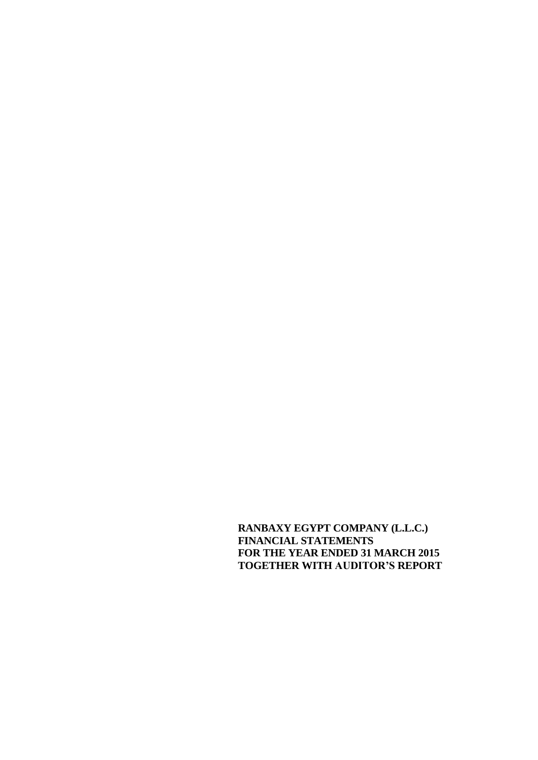**RANBAXY EGYPT COMPANY (L.L.C.)**
**FINANCIAL STATEMENTS**
**FOR THE YEAR ENDED 31 MARCH 2015**
**TOGETHER WITH AUDITOR'S REPORT**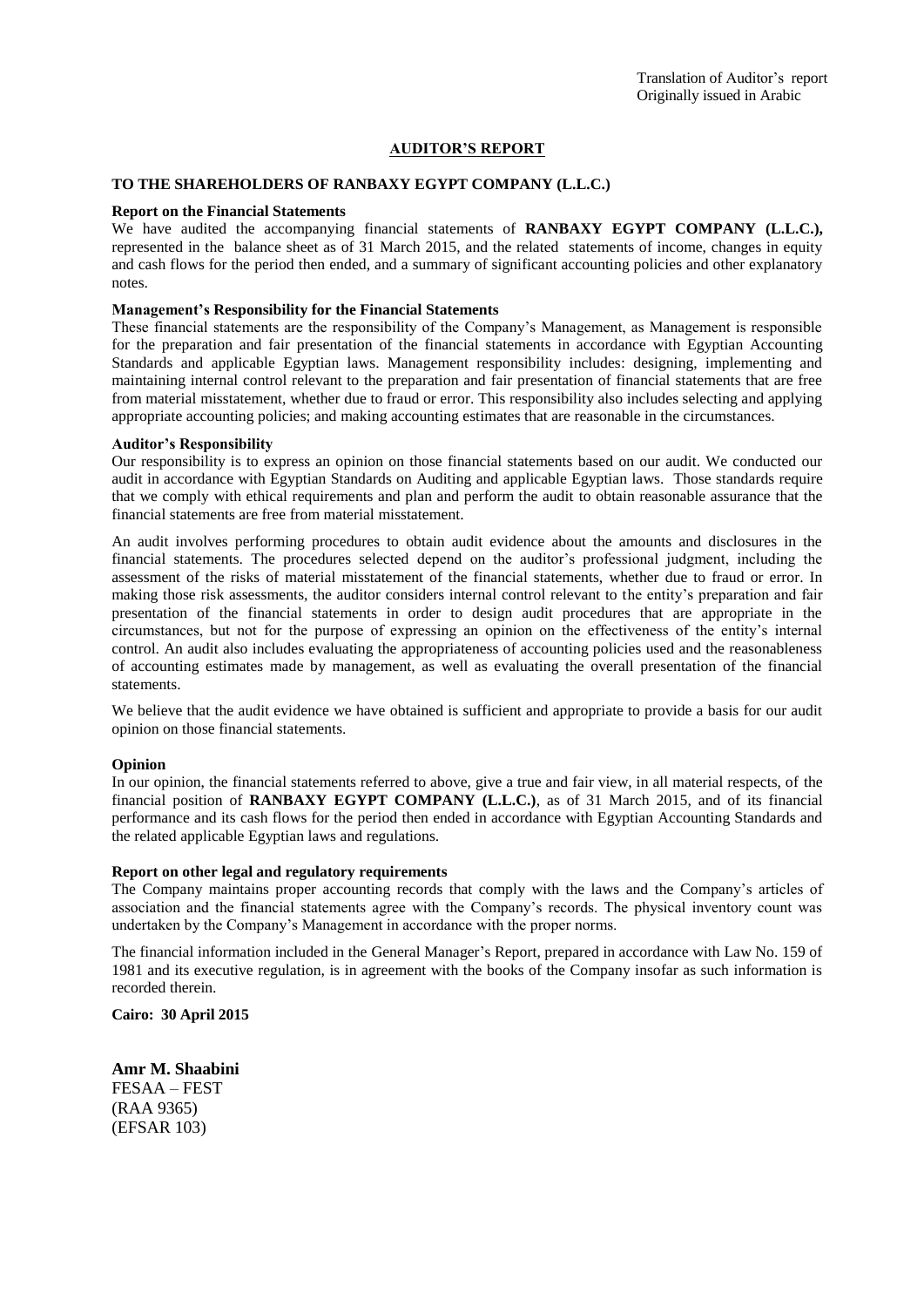Translation of Auditor's report
Originally issued in Arabic

# AUDITOR'S REPORT

**TO THE SHAREHOLDERS OF RANBAXY EGYPT COMPANY (L.L.C.)**

**Report on the Financial Statements**

We have audited the accompanying financial statements of **RANBAXY EGYPT COMPANY (L.L.C.),** represented in the balance sheet as of 31 March 2015, and the related statements of income, changes in equity and cash flows for the period then ended, and a summary of significant accounting policies and other explanatory notes.

**Management's Responsibility for the Financial Statements**

These financial statements are the responsibility of the Company's Management, as Management is responsible for the preparation and fair presentation of the financial statements in accordance with Egyptian Accounting Standards and applicable Egyptian laws. Management responsibility includes: designing, implementing and maintaining internal control relevant to the preparation and fair presentation of financial statements that are free from material misstatement, whether due to fraud or error. This responsibility also includes selecting and applying appropriate accounting policies; and making accounting estimates that are reasonable in the circumstances.

**Auditor's Responsibility**

Our responsibility is to express an opinion on those financial statements based on our audit. We conducted our audit in accordance with Egyptian Standards on Auditing and applicable Egyptian laws. Those standards require that we comply with ethical requirements and plan and perform the audit to obtain reasonable assurance that the financial statements are free from material misstatement.

An audit involves performing procedures to obtain audit evidence about the amounts and disclosures in the financial statements. The procedures selected depend on the auditor's professional judgment, including the assessment of the risks of material misstatement of the financial statements, whether due to fraud or error. In making those risk assessments, the auditor considers internal control relevant to the entity's preparation and fair presentation of the financial statements in order to design audit procedures that are appropriate in the circumstances, but not for the purpose of expressing an opinion on the effectiveness of the entity's internal control. An audit also includes evaluating the appropriateness of accounting policies used and the reasonableness of accounting estimates made by management, as well as evaluating the overall presentation of the financial statements.

We believe that the audit evidence we have obtained is sufficient and appropriate to provide a basis for our audit opinion on those financial statements.

**Opinion**

In our opinion, the financial statements referred to above, give a true and fair view, in all material respects, of the financial position of **RANBAXY EGYPT COMPANY (L.L.C.)**, as of 31 March 2015, and of its financial performance and its cash flows for the period then ended in accordance with Egyptian Accounting Standards and the related applicable Egyptian laws and regulations.

**Report on other legal and regulatory requirements**

The Company maintains proper accounting records that comply with the laws and the Company's articles of association and the financial statements agree with the Company's records. The physical inventory count was undertaken by the Company's Management in accordance with the proper norms.

The financial information included in the General Manager's Report, prepared in accordance with Law No. 159 of 1981 and its executive regulation, is in agreement with the books of the Company insofar as such information is recorded therein.

**Cairo: 30 April 2015**

**Amr M. Shaabini**
FESAA – FEST
(RAA 9365)
(EFSAR 103)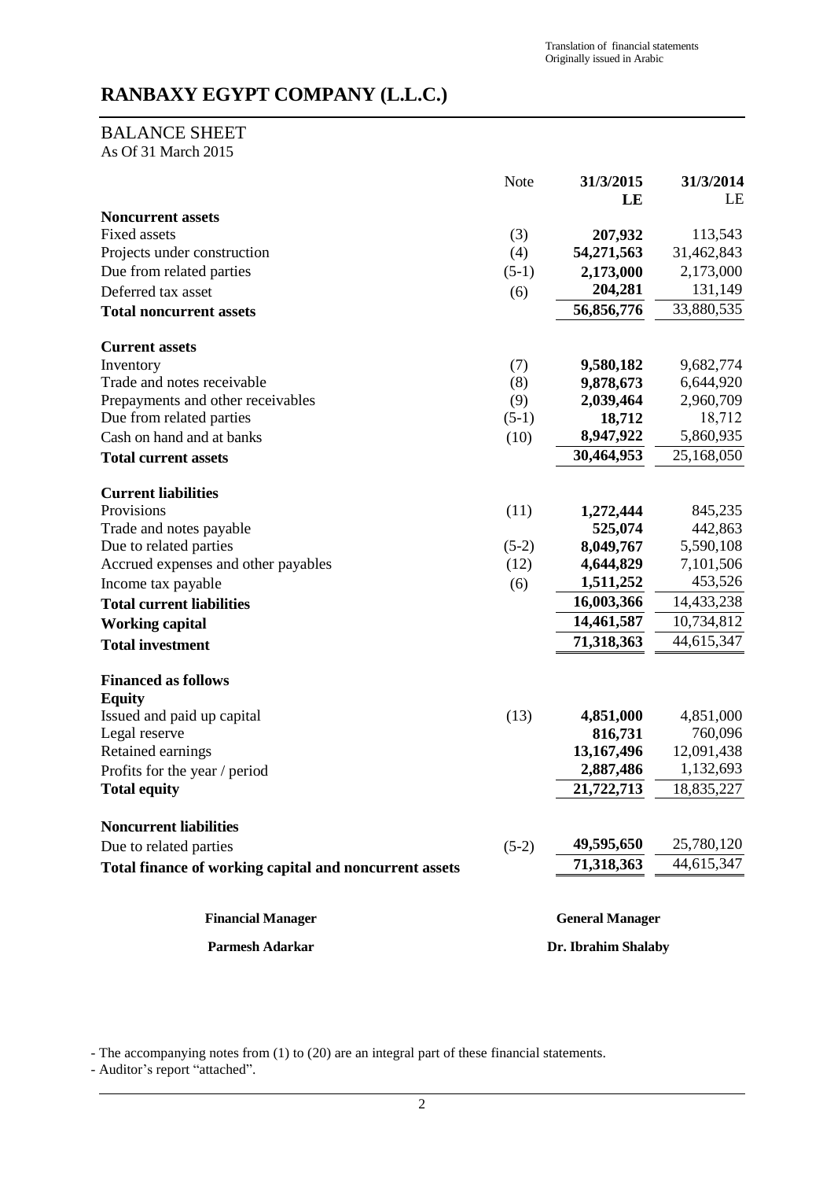Translation of financial statements
Originally issued in Arabic

# RANBAXY EGYPT COMPANY (L.L.C.)

## BALANCE SHEET

As Of 31 March 2015

| | Note | 31/3/2015 LE | 31/3/2014 LE |
|---|---|---|---|
| **Noncurrent assets** | | | |
| Fixed assets | (3) | **207,932** | 113,543 |
| Projects under construction | (4) | **54,271,563** | 31,462,843 |
| Due from related parties | (5-1) | **2,173,000** | 2,173,000 |
| Deferred tax asset | (6) | **204,281** | 131,149 |
| **Total noncurrent assets** | | **56,856,776** | 33,880,535 |
| **Current assets** | | | |
| Inventory | (7) | **9,580,182** | 9,682,774 |
| Trade and notes receivable | (8) | **9,878,673** | 6,644,920 |
| Prepayments and other receivables | (9) | **2,039,464** | 2,960,709 |
| Due from related parties | (5-1) | **18,712** | 18,712 |
| Cash on hand and at banks | (10) | **8,947,922** | 5,860,935 |
| **Total current assets** | | **30,464,953** | 25,168,050 |
| **Current liabilities** | | | |
| Provisions | (11) | **1,272,444** | 845,235 |
| Trade and notes payable | | **525,074** | 442,863 |
| Due to related parties | (5-2) | **8,049,767** | 5,590,108 |
| Accrued expenses and other payables | (12) | **4,644,829** | 7,101,506 |
| Income tax payable | (6) | **1,511,252** | 453,526 |
| **Total current liabilities** | | **16,003,366** | 14,433,238 |
| **Working capital** | | **14,461,587** | 10,734,812 |
| **Total investment** | | **71,318,363** | 44,615,347 |
| **Financed as follows** | | | |
| **Equity** | | | |
| Issued and paid up capital | (13) | **4,851,000** | 4,851,000 |
| Legal reserve | | **816,731** | 760,096 |
| Retained earnings | | **13,167,496** | 12,091,438 |
| Profits for the year / period | | **2,887,486** | 1,132,693 |
| **Total equity** | | **21,722,713** | 18,835,227 |
| **Noncurrent liabilities** | | | |
| Due to related parties | (5-2) | **49,595,650** | 25,780,120 |
| **Total finance of working capital and noncurrent assets** | | **71,318,363** | 44,615,347 |

| **Financial Manager** | **General Manager** |
|---|---|
| **Parmesh Adarkar** | **Dr. Ibrahim Shalaby** |

- The accompanying notes from (1) to (20) are an integral part of these financial statements.
- Auditor's report "attached".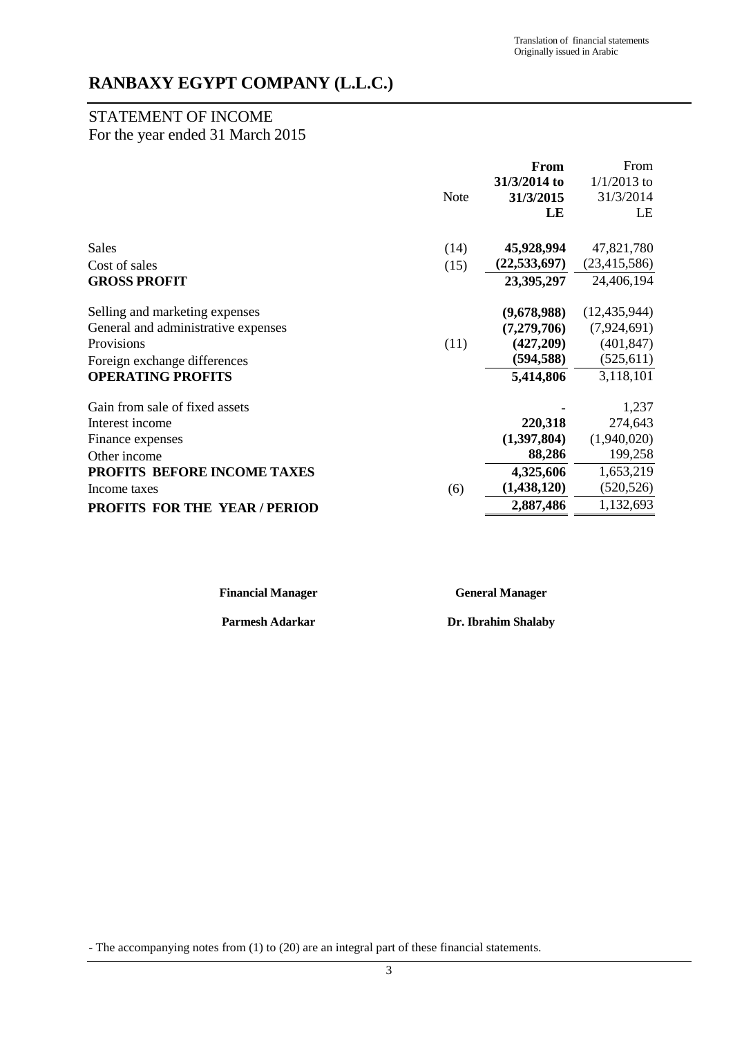Translation of financial statements
Originally issued in Arabic

# RANBAXY EGYPT COMPANY (L.L.C.)

## STATEMENT OF INCOME
For the year ended 31 March 2015

| | Note | **From 31/3/2014 to 31/3/2015 LE** | From 1/1/2013 to 31/3/2014 LE |
|---|---|---|---|
| Sales | (14) | **45,928,994** | 47,821,780 |
| Cost of sales | (15) | **(22,533,697)** | (23,415,586) |
| **GROSS PROFIT** | | **23,395,297** | 24,406,194 |
| Selling and marketing expenses | | **(9,678,988)** | (12,435,944) |
| General and administrative expenses | | **(7,279,706)** | (7,924,691) |
| Provisions | (11) | **(427,209)** | (401,847) |
| Foreign exchange differences | | **(594,588)** | (525,611) |
| **OPERATING PROFITS** | | **5,414,806** | 3,118,101 |
| Gain from sale of fixed assets | | **-** | 1,237 |
| Interest income | | **220,318** | 274,643 |
| Finance expenses | | **(1,397,804)** | (1,940,020) |
| Other income | | **88,286** | 199,258 |
| **PROFITS BEFORE INCOME TAXES** | | **4,325,606** | 1,653,219 |
| Income taxes | (6) | **(1,438,120)** | (520,526) |
| **PROFITS FOR THE YEAR / PERIOD** | | **2,887,486** | 1,132,693 |

| **Financial Manager** | **General Manager** |
|---|---|
| **Parmesh Adarkar** | **Dr. Ibrahim Shalaby** |

- The accompanying notes from (1) to (20) are an integral part of these financial statements.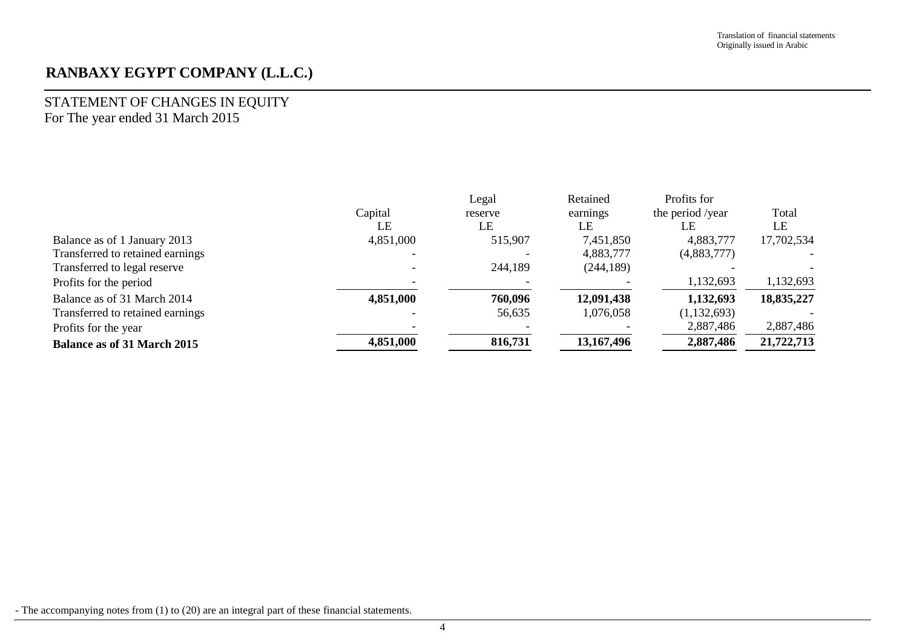Translation of financial statements
Originally issued in Arabic

# RANBAXY EGYPT COMPANY (L.L.C.)

## STATEMENT OF CHANGES IN EQUITY
For The year ended 31 March 2015

| | Capital | Legal reserve | Retained earnings | Profits for the period /year | Total |
|---|---|---|---|---|---|
| | LE | LE | LE | LE | LE |
| Balance as of 1 January 2013 | 4,851,000 | 515,907 | 7,451,850 | 4,883,777 | 17,702,534 |
| Transferred to retained earnings | - | - | 4,883,777 | (4,883,777) | - |
| Transferred to legal reserve | - | 244,189 | (244,189) | - | - |
| Profits for the period | - | - | - | 1,132,693 | 1,132,693 |
| Balance as of 31 March 2014 | **4,851,000** | **760,096** | **12,091,438** | **1,132,693** | **18,835,227** |
| Transferred to retained earnings | - | 56,635 | 1,076,058 | (1,132,693) | - |
| Profits for the year | - | - | - | 2,887,486 | 2,887,486 |
| **Balance as of 31 March 2015** | **4,851,000** | **816,731** | **13,167,496** | **2,887,486** | **21,722,713** |

- The accompanying notes from (1) to (20) are an integral part of these financial statements.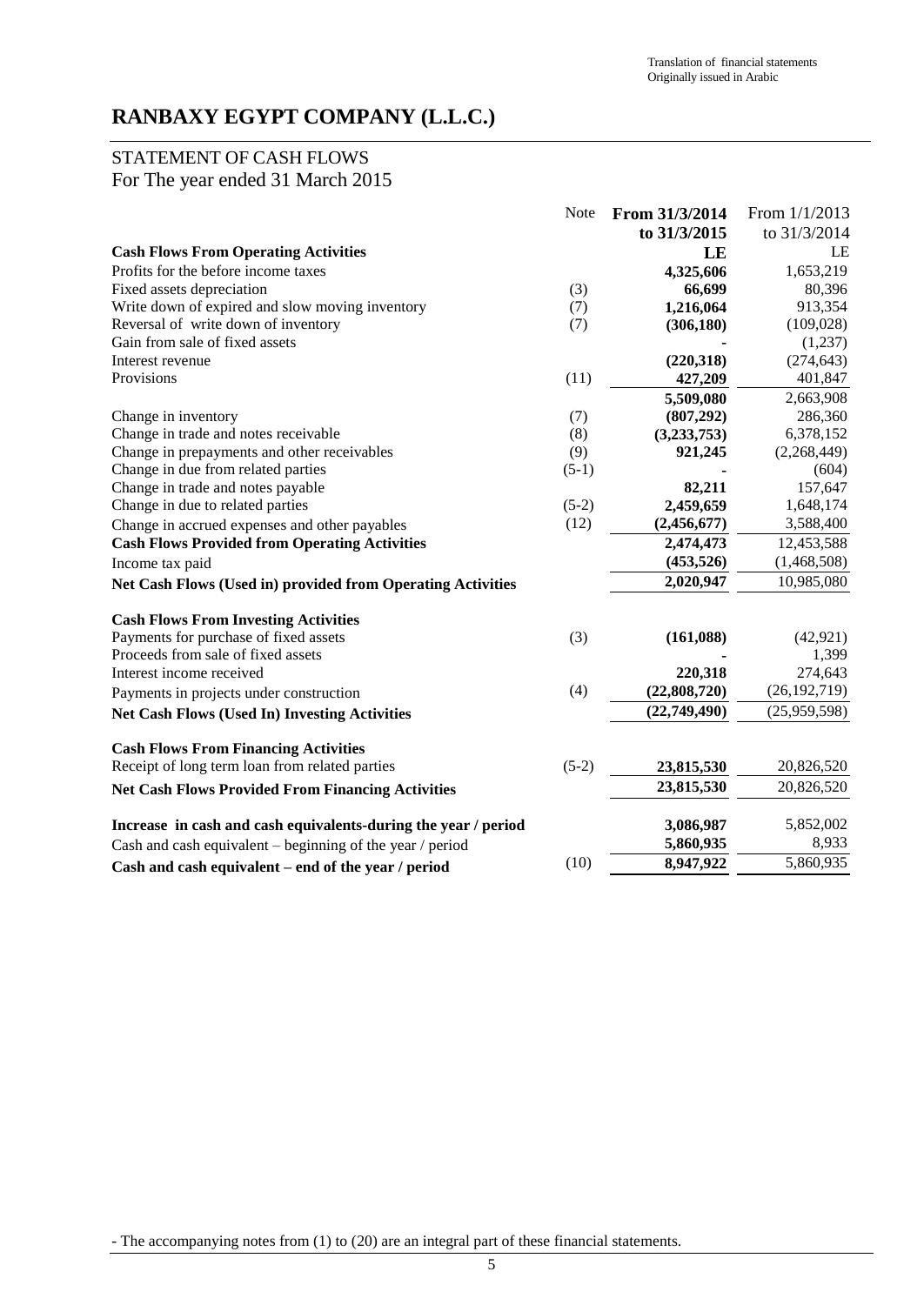Translation of financial statements
Originally issued in Arabic

# RANBAXY EGYPT COMPANY (L.L.C.)

## STATEMENT OF CASH FLOWS
For The year ended 31 March 2015

| | Note | **From 31/3/2014 to 31/3/2015** | From 1/1/2013 to 31/3/2014 |
|---|---|---|---|
| **Cash Flows From Operating Activities** | | **LE** | LE |
| Profits for the before income taxes | | **4,325,606** | 1,653,219 |
| Fixed assets depreciation | (3) | **66,699** | 80,396 |
| Write down of expired and slow moving inventory | (7) | **1,216,064** | 913,354 |
| Reversal of write down of inventory | (7) | **(306,180)** | (109,028) |
| Gain from sale of fixed assets | | **-** | (1,237) |
| Interest revenue | | **(220,318)** | (274,643) |
| Provisions | (11) | **427,209** | 401,847 |
| | | **5,509,080** | 2,663,908 |
| Change in inventory | (7) | **(807,292)** | 286,360 |
| Change in trade and notes receivable | (8) | **(3,233,753)** | 6,378,152 |
| Change in prepayments and other receivables | (9) | **921,245** | (2,268,449) |
| Change in due from related parties | (5-1) | **-** | (604) |
| Change in trade and notes payable | | **82,211** | 157,647 |
| Change in due to related parties | (5-2) | **2,459,659** | 1,648,174 |
| Change in accrued expenses and other payables | (12) | **(2,456,677)** | 3,588,400 |
| **Cash Flows Provided from Operating Activities** | | **2,474,473** | 12,453,588 |
| Income tax paid | | **(453,526)** | (1,468,508) |
| **Net Cash Flows (Used in) provided from Operating Activities** | | **2,020,947** | 10,985,080 |
| | | | |
| **Cash Flows From Investing Activities** | | | |
| Payments for purchase of fixed assets | (3) | **(161,088)** | (42,921) |
| Proceeds from sale of fixed assets | | **-** | 1,399 |
| Interest income received | | **220,318** | 274,643 |
| Payments in projects under construction | (4) | **(22,808,720)** | (26,192,719) |
| **Net Cash Flows (Used In) Investing Activities** | | **(22,749,490)** | (25,959,598) |
| | | | |
| **Cash Flows From Financing Activities** | | | |
| Receipt of long term loan from related parties | (5-2) | **23,815,530** | 20,826,520 |
| **Net Cash Flows Provided From Financing Activities** | | **23,815,530** | 20,826,520 |
| | | | |
| **Increase in cash and cash equivalents-during the year / period** | | **3,086,987** | 5,852,002 |
| Cash and cash equivalent – beginning of the year / period | | **5,860,935** | 8,933 |
| **Cash and cash equivalent – end of the year / period** | (10) | **8,947,922** | 5,860,935 |

- The accompanying notes from (1) to (20) are an integral part of these financial statements.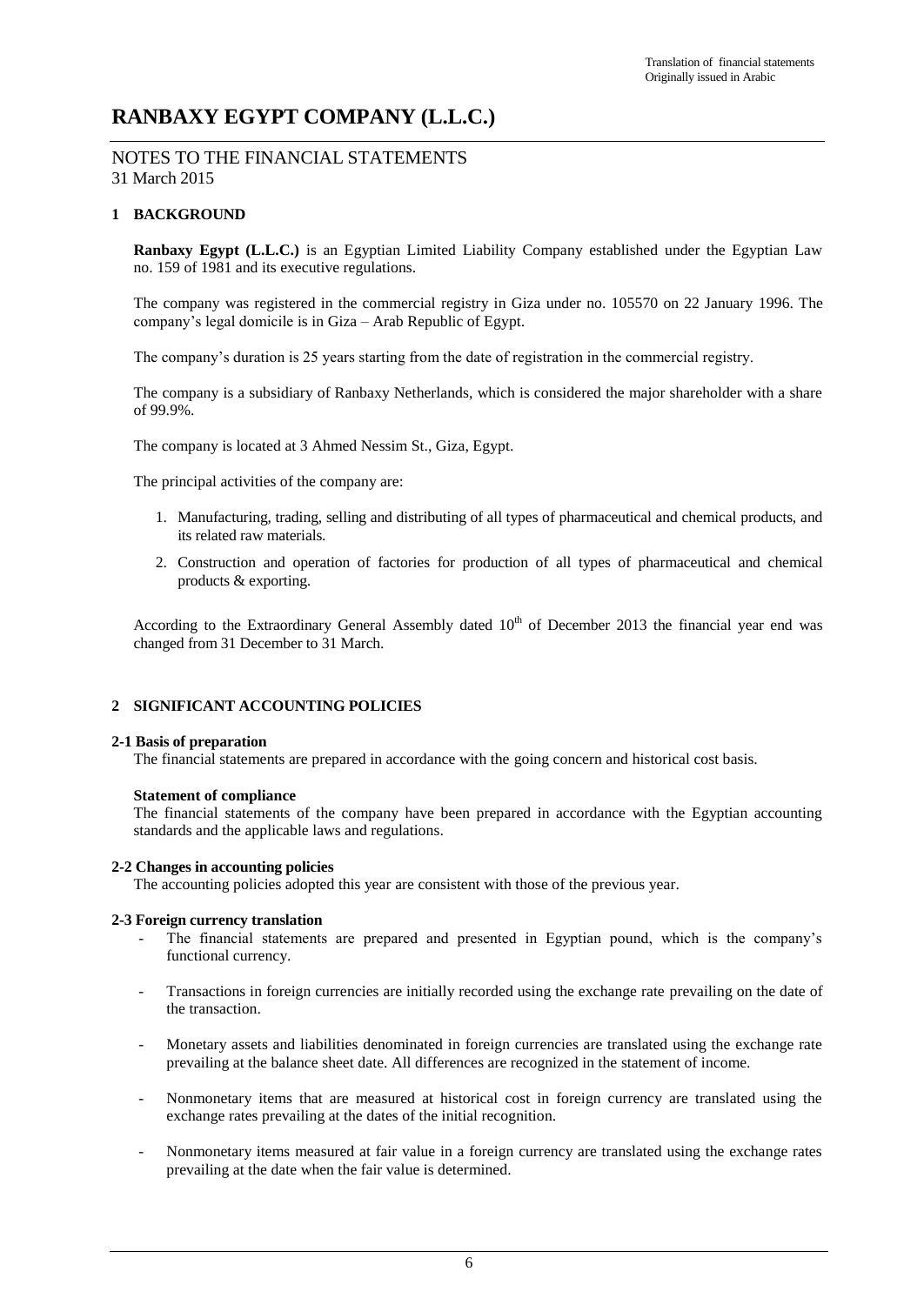Translation of financial statements
Originally issued in Arabic

# RANBAXY EGYPT COMPANY (L.L.C.)

NOTES TO THE FINANCIAL STATEMENTS
31 March 2015

## 1 BACKGROUND

**Ranbaxy Egypt (L.L.C.)** is an Egyptian Limited Liability Company established under the Egyptian Law no. 159 of 1981 and its executive regulations.

The company was registered in the commercial registry in Giza under no. 105570 on 22 January 1996. The company's legal domicile is in Giza – Arab Republic of Egypt.

The company's duration is 25 years starting from the date of registration in the commercial registry.

The company is a subsidiary of Ranbaxy Netherlands, which is considered the major shareholder with a share of 99.9%.

The company is located at 3 Ahmed Nessim St., Giza, Egypt.

The principal activities of the company are:

1. Manufacturing, trading, selling and distributing of all types of pharmaceutical and chemical products, and its related raw materials.
2. Construction and operation of factories for production of all types of pharmaceutical and chemical products & exporting.

According to the Extraordinary General Assembly dated 10th of December 2013 the financial year end was changed from 31 December to 31 March.

## 2 SIGNIFICANT ACCOUNTING POLICIES

### 2-1 Basis of preparation

The financial statements are prepared in accordance with the going concern and historical cost basis.

**Statement of compliance**

The financial statements of the company have been prepared in accordance with the Egyptian accounting standards and the applicable laws and regulations.

### 2-2 Changes in accounting policies

The accounting policies adopted this year are consistent with those of the previous year.

### 2-3 Foreign currency translation

- The financial statements are prepared and presented in Egyptian pound, which is the company's functional currency.
- Transactions in foreign currencies are initially recorded using the exchange rate prevailing on the date of the transaction.
- Monetary assets and liabilities denominated in foreign currencies are translated using the exchange rate prevailing at the balance sheet date. All differences are recognized in the statement of income.
- Nonmonetary items that are measured at historical cost in foreign currency are translated using the exchange rates prevailing at the dates of the initial recognition.
- Nonmonetary items measured at fair value in a foreign currency are translated using the exchange rates prevailing at the date when the fair value is determined.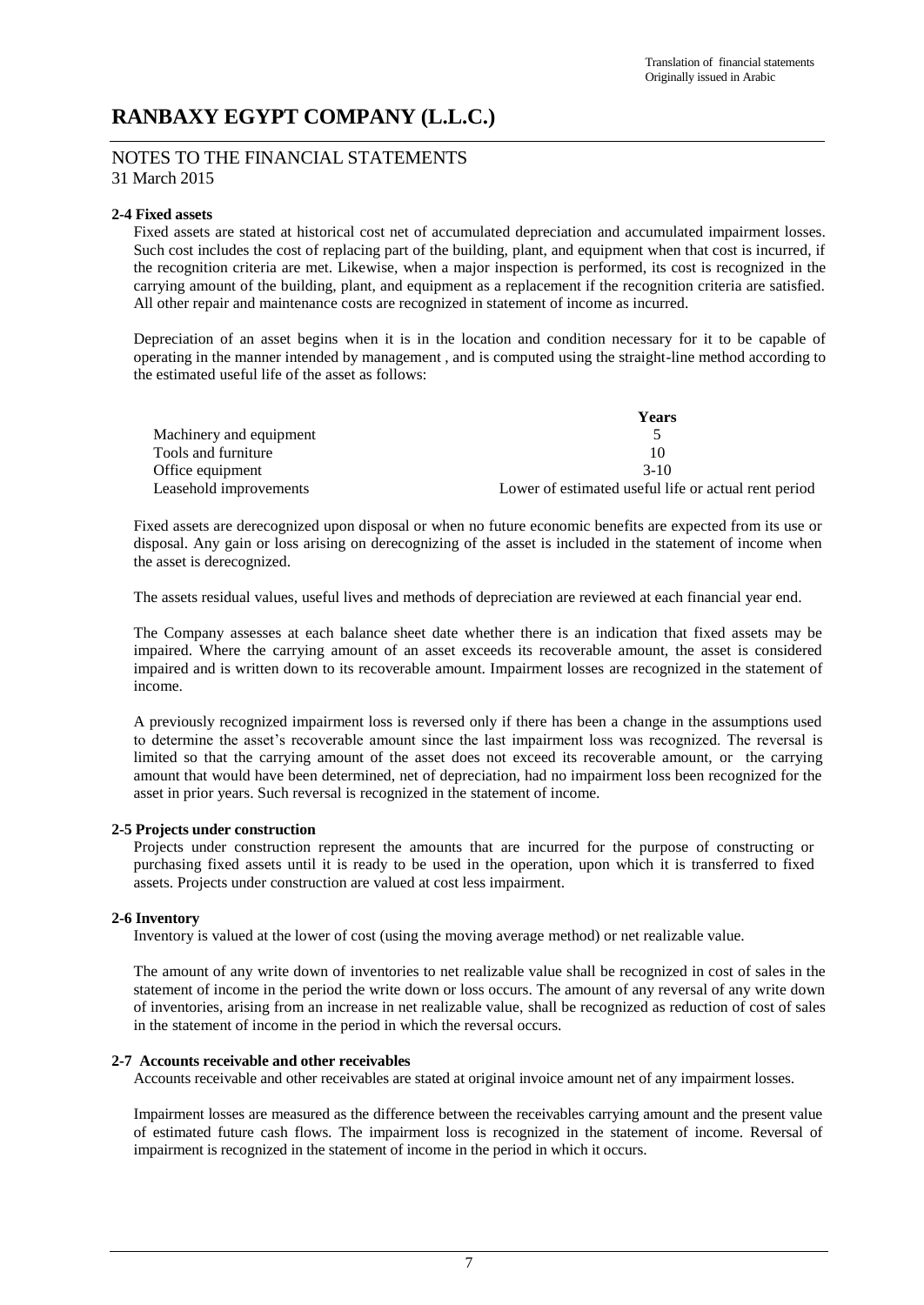# RANBAXY EGYPT COMPANY (L.L.C.)

## NOTES TO THE FINANCIAL STATEMENTS
31 March 2015

### 2-4 Fixed assets

Fixed assets are stated at historical cost net of accumulated depreciation and accumulated impairment losses. Such cost includes the cost of replacing part of the building, plant, and equipment when that cost is incurred, if the recognition criteria are met. Likewise, when a major inspection is performed, its cost is recognized in the carrying amount of the building, plant, and equipment as a replacement if the recognition criteria are satisfied. All other repair and maintenance costs are recognized in statement of income as incurred.

Depreciation of an asset begins when it is in the location and condition necessary for it to be capable of operating in the manner intended by management , and is computed using the straight-line method according to the estimated useful life of the asset as follows:

| | Years |
|---|---|
| Machinery and equipment | 5 |
| Tools and furniture | 10 |
| Office equipment | 3-10 |
| Leasehold improvements | Lower of estimated useful life or actual rent period |

Fixed assets are derecognized upon disposal or when no future economic benefits are expected from its use or disposal. Any gain or loss arising on derecognizing of the asset is included in the statement of income when the asset is derecognized.

The assets residual values, useful lives and methods of depreciation are reviewed at each financial year end.

The Company assesses at each balance sheet date whether there is an indication that fixed assets may be impaired. Where the carrying amount of an asset exceeds its recoverable amount, the asset is considered impaired and is written down to its recoverable amount. Impairment losses are recognized in the statement of income.

A previously recognized impairment loss is reversed only if there has been a change in the assumptions used to determine the asset's recoverable amount since the last impairment loss was recognized. The reversal is limited so that the carrying amount of the asset does not exceed its recoverable amount, or the carrying amount that would have been determined, net of depreciation, had no impairment loss been recognized for the asset in prior years. Such reversal is recognized in the statement of income.

### 2-5 Projects under construction

Projects under construction represent the amounts that are incurred for the purpose of constructing or purchasing fixed assets until it is ready to be used in the operation, upon which it is transferred to fixed assets. Projects under construction are valued at cost less impairment.

### 2-6 Inventory

Inventory is valued at the lower of cost (using the moving average method) or net realizable value.

The amount of any write down of inventories to net realizable value shall be recognized in cost of sales in the statement of income in the period the write down or loss occurs. The amount of any reversal of any write down of inventories, arising from an increase in net realizable value, shall be recognized as reduction of cost of sales in the statement of income in the period in which the reversal occurs.

### 2-7 Accounts receivable and other receivables

Accounts receivable and other receivables are stated at original invoice amount net of any impairment losses.

Impairment losses are measured as the difference between the receivables carrying amount and the present value of estimated future cash flows. The impairment loss is recognized in the statement of income. Reversal of impairment is recognized in the statement of income in the period in which it occurs.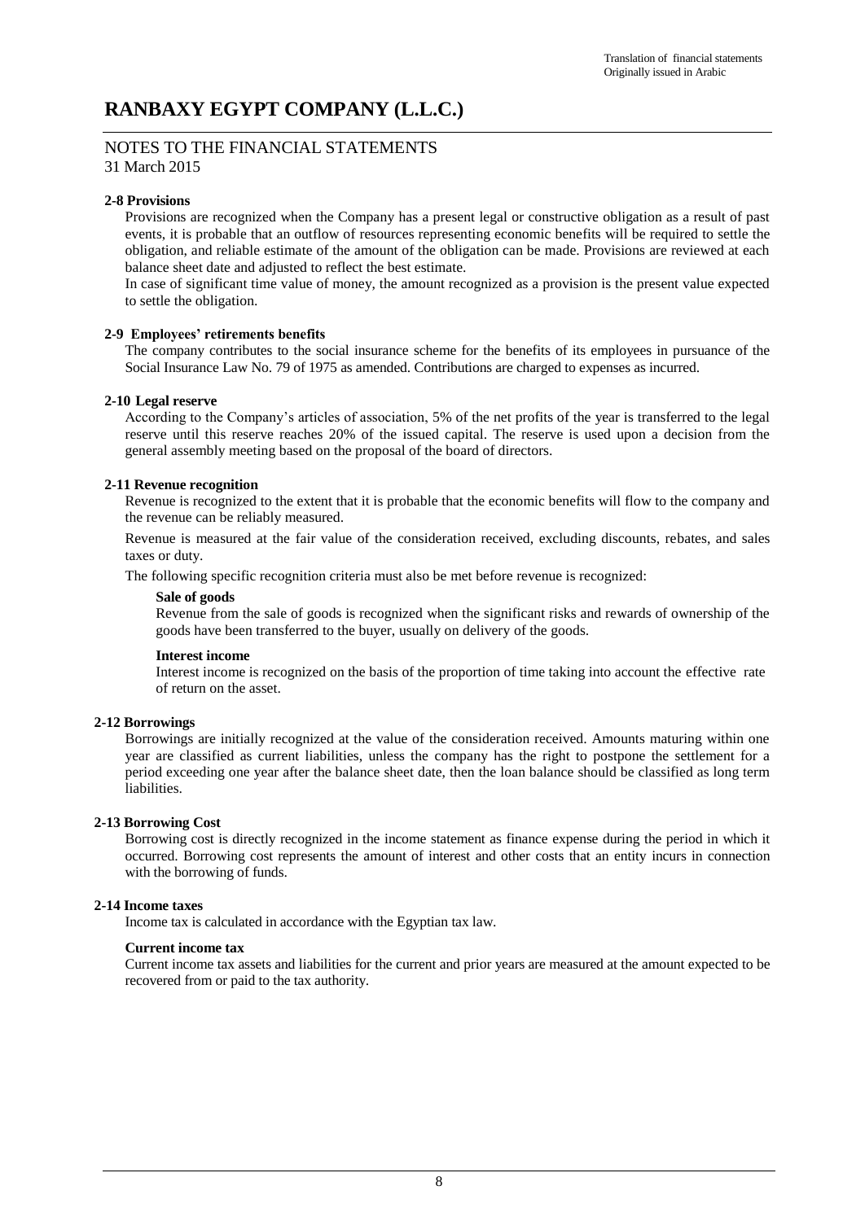# RANBAXY EGYPT COMPANY (L.L.C.)

## NOTES TO THE FINANCIAL STATEMENTS
31 March 2015

### 2-8 Provisions

Provisions are recognized when the Company has a present legal or constructive obligation as a result of past events, it is probable that an outflow of resources representing economic benefits will be required to settle the obligation, and reliable estimate of the amount of the obligation can be made. Provisions are reviewed at each balance sheet date and adjusted to reflect the best estimate.

In case of significant time value of money, the amount recognized as a provision is the present value expected to settle the obligation.

### 2-9 Employees' retirements benefits

The company contributes to the social insurance scheme for the benefits of its employees in pursuance of the Social Insurance Law No. 79 of 1975 as amended. Contributions are charged to expenses as incurred.

### 2-10 Legal reserve

According to the Company's articles of association, 5% of the net profits of the year is transferred to the legal reserve until this reserve reaches 20% of the issued capital. The reserve is used upon a decision from the general assembly meeting based on the proposal of the board of directors.

### 2-11 Revenue recognition

Revenue is recognized to the extent that it is probable that the economic benefits will flow to the company and the revenue can be reliably measured.

Revenue is measured at the fair value of the consideration received, excluding discounts, rebates, and sales taxes or duty.

The following specific recognition criteria must also be met before revenue is recognized:

**Sale of goods**

Revenue from the sale of goods is recognized when the significant risks and rewards of ownership of the goods have been transferred to the buyer, usually on delivery of the goods.

**Interest income**

Interest income is recognized on the basis of the proportion of time taking into account the effective rate of return on the asset.

### 2-12 Borrowings

Borrowings are initially recognized at the value of the consideration received. Amounts maturing within one year are classified as current liabilities, unless the company has the right to postpone the settlement for a period exceeding one year after the balance sheet date, then the loan balance should be classified as long term liabilities.

### 2-13 Borrowing Cost

Borrowing cost is directly recognized in the income statement as finance expense during the period in which it occurred. Borrowing cost represents the amount of interest and other costs that an entity incurs in connection with the borrowing of funds.

### 2-14 Income taxes

Income tax is calculated in accordance with the Egyptian tax law.

**Current income tax**

Current income tax assets and liabilities for the current and prior years are measured at the amount expected to be recovered from or paid to the tax authority.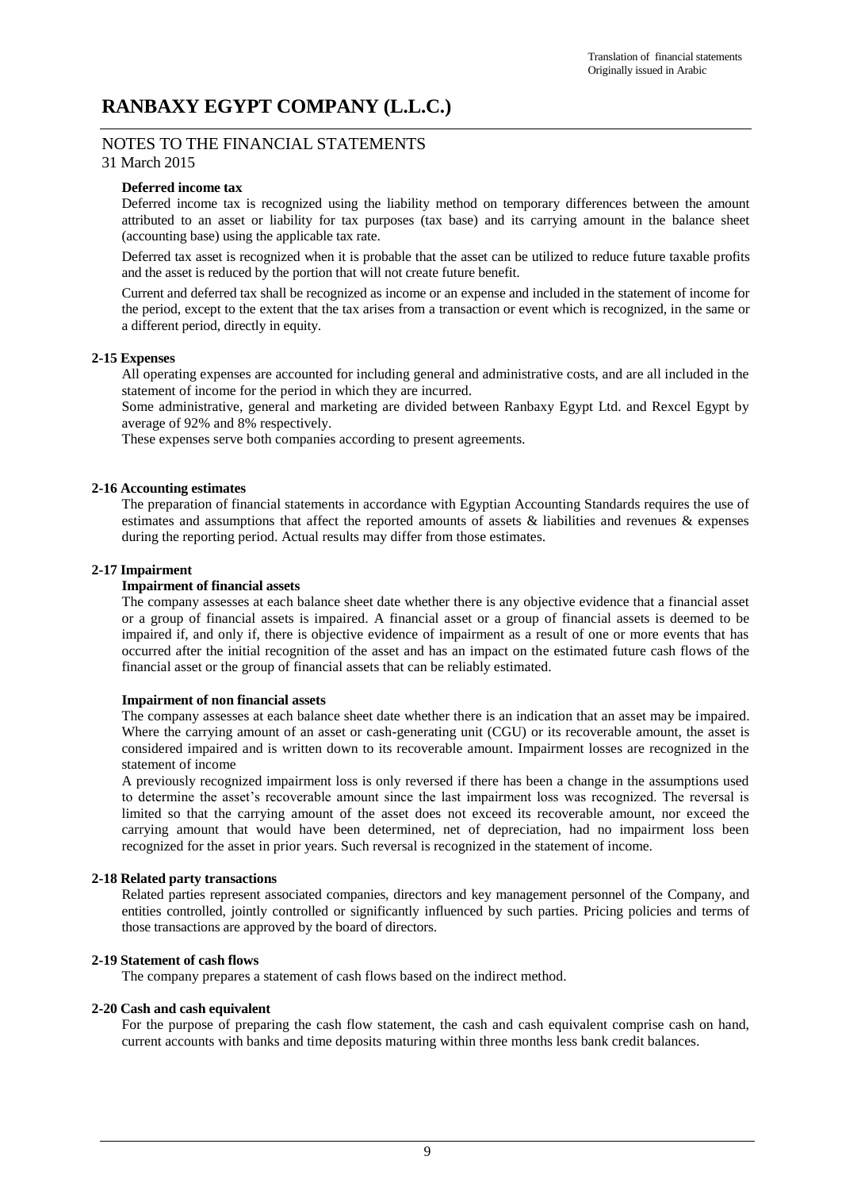# RANBAXY EGYPT COMPANY (L.L.C.)

## NOTES TO THE FINANCIAL STATEMENTS

31 March 2015

**Deferred income tax**

Deferred income tax is recognized using the liability method on temporary differences between the amount attributed to an asset or liability for tax purposes (tax base) and its carrying amount in the balance sheet (accounting base) using the applicable tax rate.

Deferred tax asset is recognized when it is probable that the asset can be utilized to reduce future taxable profits and the asset is reduced by the portion that will not create future benefit.

Current and deferred tax shall be recognized as income or an expense and included in the statement of income for the period, except to the extent that the tax arises from a transaction or event which is recognized, in the same or a different period, directly in equity.

### 2-15 Expenses

All operating expenses are accounted for including general and administrative costs, and are all included in the statement of income for the period in which they are incurred.

Some administrative, general and marketing are divided between Ranbaxy Egypt Ltd. and Rexcel Egypt by average of 92% and 8% respectively.

These expenses serve both companies according to present agreements.

### 2-16 Accounting estimates

The preparation of financial statements in accordance with Egyptian Accounting Standards requires the use of estimates and assumptions that affect the reported amounts of assets & liabilities and revenues & expenses during the reporting period. Actual results may differ from those estimates.

### 2-17 Impairment

**Impairment of financial assets**

The company assesses at each balance sheet date whether there is any objective evidence that a financial asset or a group of financial assets is impaired. A financial asset or a group of financial assets is deemed to be impaired if, and only if, there is objective evidence of impairment as a result of one or more events that has occurred after the initial recognition of the asset and has an impact on the estimated future cash flows of the financial asset or the group of financial assets that can be reliably estimated.

**Impairment of non financial assets**

The company assesses at each balance sheet date whether there is an indication that an asset may be impaired. Where the carrying amount of an asset or cash-generating unit (CGU) or its recoverable amount, the asset is considered impaired and is written down to its recoverable amount. Impairment losses are recognized in the statement of income

A previously recognized impairment loss is only reversed if there has been a change in the assumptions used to determine the asset's recoverable amount since the last impairment loss was recognized. The reversal is limited so that the carrying amount of the asset does not exceed its recoverable amount, nor exceed the carrying amount that would have been determined, net of depreciation, had no impairment loss been recognized for the asset in prior years. Such reversal is recognized in the statement of income.

### 2-18 Related party transactions

Related parties represent associated companies, directors and key management personnel of the Company, and entities controlled, jointly controlled or significantly influenced by such parties. Pricing policies and terms of those transactions are approved by the board of directors.

### 2-19 Statement of cash flows

The company prepares a statement of cash flows based on the indirect method.

### 2-20 Cash and cash equivalent

For the purpose of preparing the cash flow statement, the cash and cash equivalent comprise cash on hand, current accounts with banks and time deposits maturing within three months less bank credit balances.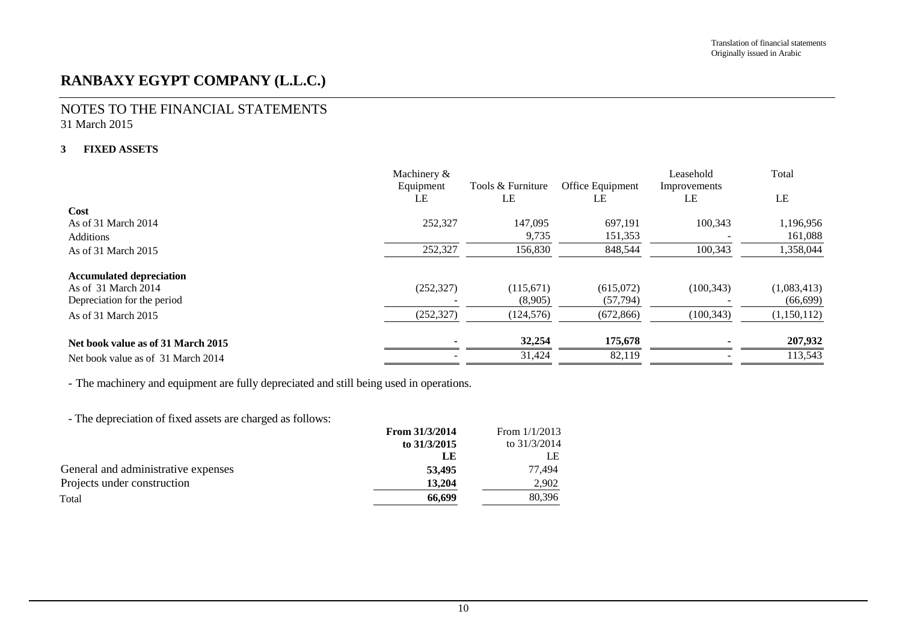Translation of financial statements
Originally issued in Arabic

# RANBAXY EGYPT COMPANY (L.L.C.)

## NOTES TO THE FINANCIAL STATEMENTS
31 March 2015

### 3 FIXED ASSETS

| | Machinery & Equipment | Tools & Furniture | Office Equipment | Leasehold Improvements | Total |
|---|---|---|---|---|---|
| | LE | LE | LE | LE | LE |
| **Cost** | | | | | |
| As of 31 March 2014 | 252,327 | 147,095 | 697,191 | 100,343 | 1,196,956 |
| Additions | | 9,735 | 151,353 | - | 161,088 |
| As of 31 March 2015 | 252,327 | 156,830 | 848,544 | 100,343 | 1,358,044 |
| **Accumulated depreciation** | | | | | |
| As of 31 March 2014 | (252,327) | (115,671) | (615,072) | (100,343) | (1,083,413) |
| Depreciation for the period | - | (8,905) | (57,794) | - | (66,699) |
| As of 31 March 2015 | (252,327) | (124,576) | (672,866) | (100,343) | (1,150,112) |
| **Net book value as of 31 March 2015** | **-** | **32,254** | **175,678** | **-** | **207,932** |
| Net book value as of 31 March 2014 | - | 31,424 | 82,119 | - | 113,543 |

- The machinery and equipment are fully depreciated and still being used in operations.

- The depreciation of fixed assets are charged as follows:

| | **From 31/3/2014 to 31/3/2015** | From 1/1/2013 to 31/3/2014 |
|---|---|---|
| | **LE** | LE |
| General and administrative expenses | **53,495** | 77,494 |
| Projects under construction | **13,204** | 2,902 |
| Total | **66,699** | 80,396 |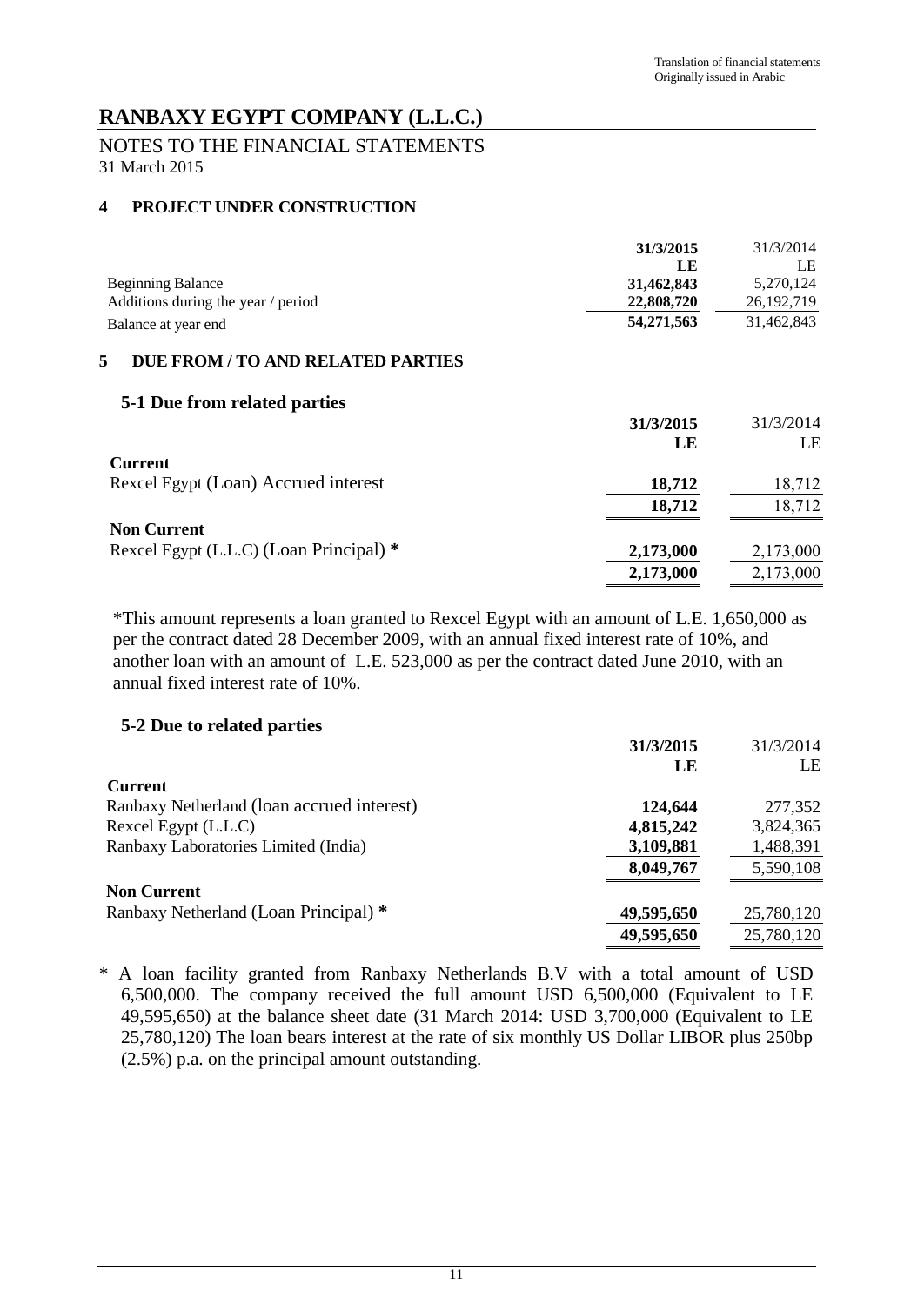Translation of financial statements
Originally issued in Arabic

# RANBAXY EGYPT COMPANY (L.L.C.)

NOTES TO THE FINANCIAL STATEMENTS
31 March 2015

## 4 PROJECT UNDER CONSTRUCTION

| | **31/3/2015** | 31/3/2014 |
|---|---|---|
| | **LE** | LE |
| Beginning Balance | **31,462,843** | 5,270,124 |
| Additions during the year / period | **22,808,720** | 26,192,719 |
| Balance at year end | **54,271,563** | 31,462,843 |

## 5 DUE FROM / TO AND RELATED PARTIES

### 5-1 Due from related parties

| | **31/3/2015** | 31/3/2014 |
|---|---|---|
| | **LE** | LE |
| **Current** | | |
| Rexcel Egypt (Loan) Accrued interest | **18,712** | 18,712 |
| | **18,712** | 18,712 |
| **Non Current** | | |
| Rexcel Egypt (L.L.C) (Loan Principal) * | **2,173,000** | 2,173,000 |
| | **2,173,000** | 2,173,000 |

*This amount represents a loan granted to Rexcel Egypt with an amount of L.E. 1,650,000 as per the contract dated 28 December 2009, with an annual fixed interest rate of 10%, and another loan with an amount of L.E. 523,000 as per the contract dated June 2010, with an annual fixed interest rate of 10%.

### 5-2 Due to related parties

| | **31/3/2015** | 31/3/2014 |
|---|---|---|
| | **LE** | LE |
| **Current** | | |
| Ranbaxy Netherland (loan accrued interest) | **124,644** | 277,352 |
| Rexcel Egypt (L.L.C) | **4,815,242** | 3,824,365 |
| Ranbaxy Laboratories Limited (India) | **3,109,881** | 1,488,391 |
| | **8,049,767** | 5,590,108 |
| **Non Current** | | |
| Ranbaxy Netherland (Loan Principal) * | **49,595,650** | 25,780,120 |
| | **49,595,650** | 25,780,120 |

* A loan facility granted from Ranbaxy Netherlands B.V with a total amount of USD 6,500,000. The company received the full amount USD 6,500,000 (Equivalent to LE 49,595,650) at the balance sheet date (31 March 2014: USD 3,700,000 (Equivalent to LE 25,780,120) The loan bears interest at the rate of six monthly US Dollar LIBOR plus 250bp (2.5%) p.a. on the principal amount outstanding.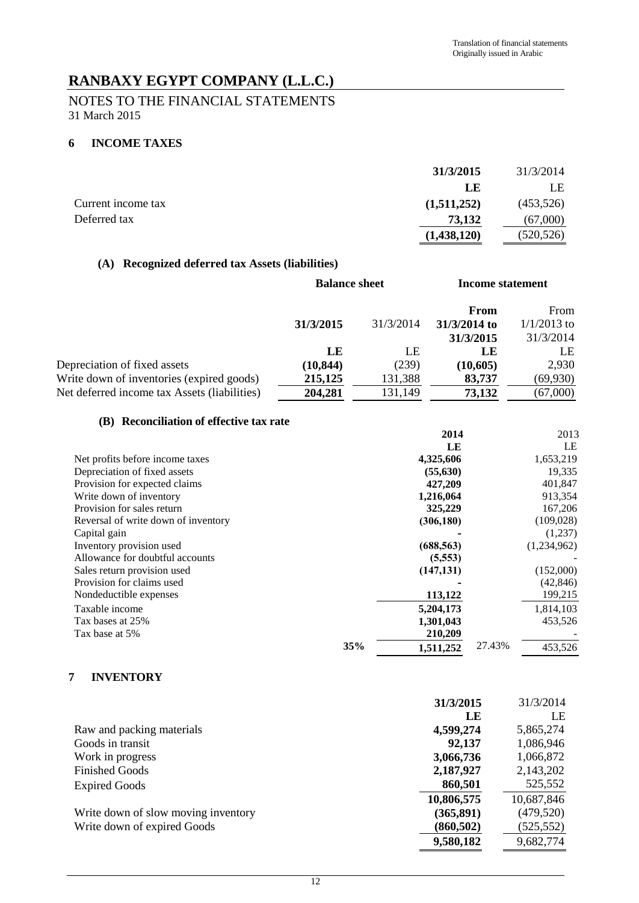Translation of financial statements
Originally issued in Arabic

# RANBAXY EGYPT COMPANY (L.L.C.)

## NOTES TO THE FINANCIAL STATEMENTS
31 March 2015

### 6 INCOME TAXES

| | 31/3/2015 | 31/3/2014 |
|---|---|---|
| | LE | LE |
| Current income tax | (1,511,252) | (453,526) |
| Deferred tax | 73,132 | (67,000) |
| | (1,438,120) | (520,526) |

#### (A) Recognized deferred tax Assets (liabilities)

| | Balance sheet | | Income statement | |
|---|---|---|---|---|
| | 31/3/2015 | 31/3/2014 | From 31/3/2014 to 31/3/2015 | From 1/1/2013 to 31/3/2014 |
| | LE | LE | LE | LE |
| Depreciation of fixed assets | (10,844) | (239) | (10,605) | 2,930 |
| Write down of inventories (expired goods) | 215,125 | 131,388 | 83,737 | (69,930) |
| Net deferred income tax Assets (liabilities) | 204,281 | 131,149 | 73,132 | (67,000) |

#### (B) Reconciliation of effective tax rate

| | | 2014 | | 2013 |
|---|---|---|---|---|
| | | LE | | LE |
| Net profits before income taxes | | 4,325,606 | | 1,653,219 |
| Depreciation of fixed assets | | (55,630) | | 19,335 |
| Provision for expected claims | | 427,209 | | 401,847 |
| Write down of inventory | | 1,216,064 | | 913,354 |
| Provision for sales return | | 325,229 | | 167,206 |
| Reversal of write down of inventory | | (306,180) | | (109,028) |
| Capital gain | | - | | (1,237) |
| Inventory provision used | | (688,563) | | (1,234,962) |
| Allowance for doubtful accounts | | (5,553) | | - |
| Sales return provision used | | (147,131) | | (152,000) |
| Provision for claims used | | - | | (42,846) |
| Nondeductible expenses | | 113,122 | | 199,215 |
| Taxable income | | 5,204,173 | | 1,814,103 |
| Tax bases at 25% | | 1,301,043 | | 453,526 |
| Tax base at 5% | | 210,209 | | - |
| | 35% | 1,511,252 | 27.43% | 453,526 |

### 7 INVENTORY

| | 31/3/2015 | 31/3/2014 |
|---|---|---|
| | LE | LE |
| Raw and packing materials | 4,599,274 | 5,865,274 |
| Goods in transit | 92,137 | 1,086,946 |
| Work in progress | 3,066,736 | 1,066,872 |
| Finished Goods | 2,187,927 | 2,143,202 |
| Expired Goods | 860,501 | 525,552 |
| | 10,806,575 | 10,687,846 |
| Write down of slow moving inventory | (365,891) | (479,520) |
| Write down of expired Goods | (860,502) | (525,552) |
| | 9,580,182 | 9,682,774 |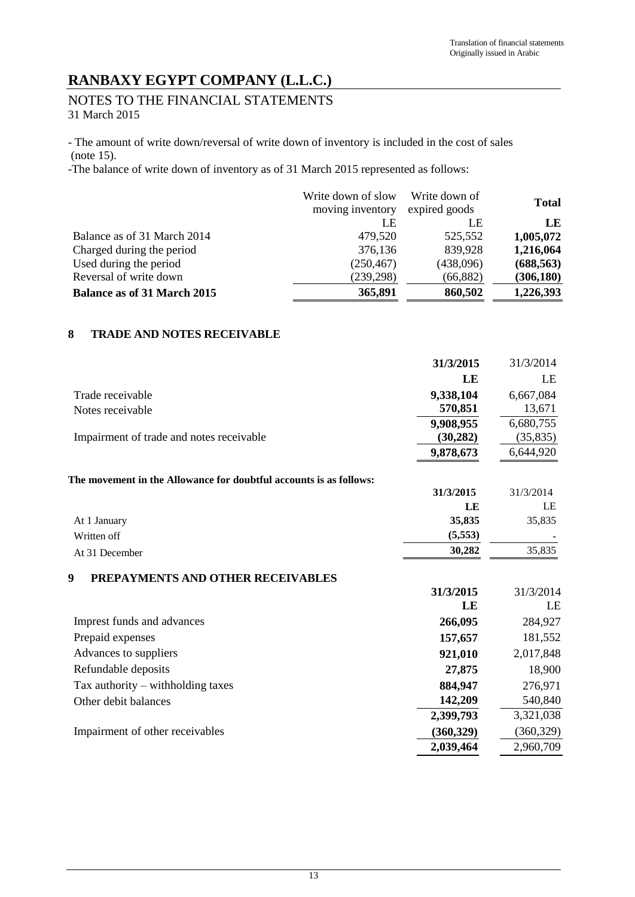Translation of financial statements
Originally issued in Arabic

# RANBAXY EGYPT COMPANY (L.L.C.)

## NOTES TO THE FINANCIAL STATEMENTS
31 March 2015

- The amount of write down/reversal of write down of inventory is included in the cost of sales (note 15).
- The balance of write down of inventory as of 31 March 2015 represented as follows:

| | Write down of slow moving inventory | Write down of expired goods | **Total** |
|---|---|---|---|
| | LE | LE | **LE** |
| Balance as of 31 March 2014 | 479,520 | 525,552 | **1,005,072** |
| Charged during the period | 376,136 | 839,928 | **1,216,064** |
| Used during the period | (250,467) | (438,096) | **(688,563)** |
| Reversal of write down | (239,298) | (66,882) | **(306,180)** |
| **Balance as of 31 March 2015** | **365,891** | **860,502** | **1,226,393** |

### 8 TRADE AND NOTES RECEIVABLE

| | **31/3/2015** | 31/3/2014 |
|---|---|---|
| | **LE** | LE |
| Trade receivable | **9,338,104** | 6,667,084 |
| Notes receivable | **570,851** | 13,671 |
| | **9,908,955** | 6,680,755 |
| Impairment of trade and notes receivable | **(30,282)** | (35,835) |
| | **9,878,673** | 6,644,920 |

**The movement in the Allowance for doubtful accounts is as follows:**

| | **31/3/2015** | 31/3/2014 |
|---|---|---|
| | **LE** | LE |
| At 1 January | **35,835** | 35,835 |
| Written off | **(5,553)** | - |
| At 31 December | **30,282** | 35,835 |

### 9 PREPAYMENTS AND OTHER RECEIVABLES

| | **31/3/2015** | 31/3/2014 |
|---|---|---|
| | **LE** | LE |
| Imprest funds and advances | **266,095** | 284,927 |
| Prepaid expenses | **157,657** | 181,552 |
| Advances to suppliers | **921,010** | 2,017,848 |
| Refundable deposits | **27,875** | 18,900 |
| Tax authority – withholding taxes | **884,947** | 276,971 |
| Other debit balances | **142,209** | 540,840 |
| | **2,399,793** | 3,321,038 |
| Impairment of other receivables | **(360,329)** | (360,329) |
| | **2,039,464** | 2,960,709 |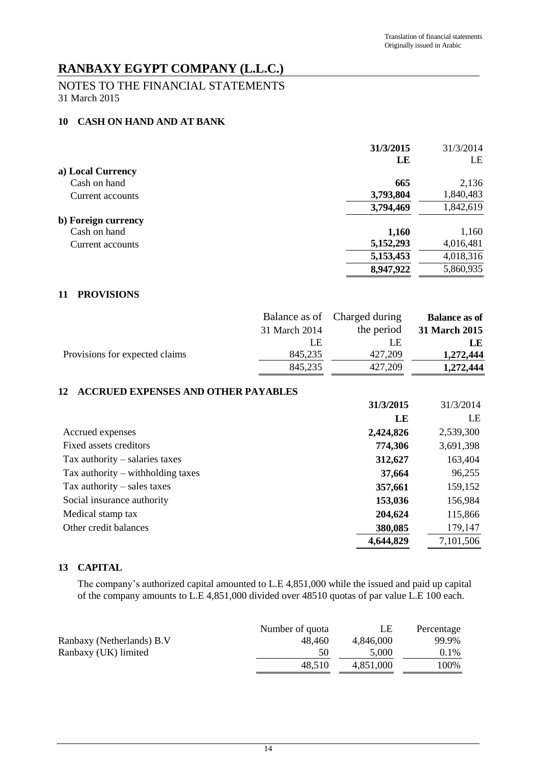Translation of financial statements
Originally issued in Arabic

# RANBAXY EGYPT COMPANY (L.L.C.)

## NOTES TO THE FINANCIAL STATEMENTS

31 March 2015

### 10 CASH ON HAND AND AT BANK

| | **31/3/2015** | 31/3/2014 |
|---|---|---|
| | **LE** | LE |
| **a) Local Currency** | | |
| Cash on hand | **665** | 2,136 |
| Current accounts | **3,793,804** | 1,840,483 |
| | **3,794,469** | 1,842,619 |
| **b) Foreign currency** | | |
| Cash on hand | **1,160** | 1,160 |
| Current accounts | **5,152,293** | 4,016,481 |
| | **5,153,453** | 4,018,316 |
| | **8,947,922** | 5,860,935 |

### 11 PROVISIONS

| | Balance as of 31 March 2014 | Charged during the period | **Balance as of 31 March 2015** |
|---|---|---|---|
| | LE | LE | **LE** |
| Provisions for expected claims | 845,235 | 427,209 | **1,272,444** |
| | 845,235 | 427,209 | **1,272,444** |

### 12 ACCRUED EXPENSES AND OTHER PAYABLES

| | **31/3/2015** | 31/3/2014 |
|---|---|---|
| | **LE** | LE |
| Accrued expenses | **2,424,826** | 2,539,300 |
| Fixed assets creditors | **774,306** | 3,691,398 |
| Tax authority – salaries taxes | **312,627** | 163,404 |
| Tax authority – withholding taxes | **37,664** | 96,255 |
| Tax authority – sales taxes | **357,661** | 159,152 |
| Social insurance authority | **153,036** | 156,984 |
| Medical stamp tax | **204,624** | 115,866 |
| Other credit balances | **380,085** | 179,147 |
| | **4,644,829** | 7,101,506 |

### 13 CAPITAL

The company's authorized capital amounted to L.E 4,851,000 while the issued and paid up capital of the company amounts to L.E 4,851,000 divided over 48510 quotas of par value L.E 100 each.

| | Number of quota | LE | Percentage |
|---|---|---|---|
| Ranbaxy (Netherlands) B.V | 48,460 | 4,846,000 | 99.9% |
| Ranbaxy (UK) limited | 50 | 5,000 | 0.1% |
| | 48,510 | 4,851,000 | 100% |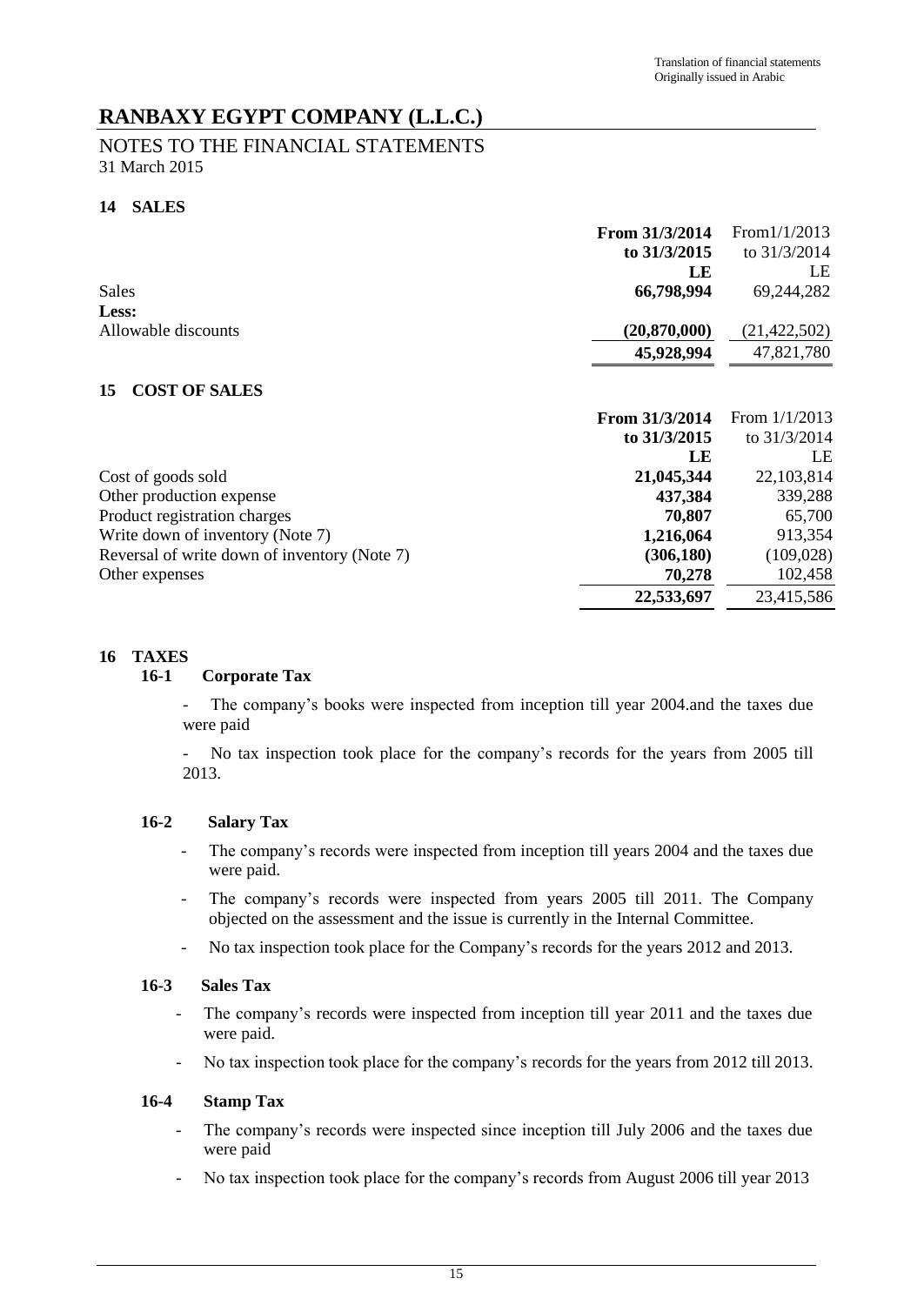Translation of financial statements
Originally issued in Arabic

# RANBAXY EGYPT COMPANY (L.L.C.)

## NOTES TO THE FINANCIAL STATEMENTS
31 March 2015

### 14 SALES

| | **From 31/3/2014 to 31/3/2015** | From1/1/2013 to 31/3/2014 |
|---|---|---|
| | **LE** | LE |
| Sales | **66,798,994** | 69,244,282 |
| **Less:** | | |
| Allowable discounts | **(20,870,000)** | (21,422,502) |
| | **45,928,994** | 47,821,780 |

### 15 COST OF SALES

| | **From 31/3/2014 to 31/3/2015** | From 1/1/2013 to 31/3/2014 |
|---|---|---|
| | **LE** | LE |
| Cost of goods sold | **21,045,344** | 22,103,814 |
| Other production expense | **437,384** | 339,288 |
| Product registration charges | **70,807** | 65,700 |
| Write down of inventory (Note 7) | **1,216,064** | 913,354 |
| Reversal of write down of inventory (Note 7) | **(306,180)** | (109,028) |
| Other expenses | **70,278** | 102,458 |
| | **22,533,697** | 23,415,586 |

### 16 TAXES

#### 16-1 Corporate Tax

- The company's books were inspected from inception till year 2004.and the taxes due were paid
- No tax inspection took place for the company's records for the years from 2005 till 2013.

#### 16-2 Salary Tax

- The company's records were inspected from inception till years 2004 and the taxes due were paid.
- The company's records were inspected from years 2005 till 2011. The Company objected on the assessment and the issue is currently in the Internal Committee.
- No tax inspection took place for the Company's records for the years 2012 and 2013.

#### 16-3 Sales Tax

- The company's records were inspected from inception till year 2011 and the taxes due were paid.
- No tax inspection took place for the company's records for the years from 2012 till 2013.

#### 16-4 Stamp Tax

- The company's records were inspected since inception till July 2006 and the taxes due were paid
- No tax inspection took place for the company's records from August 2006 till year 2013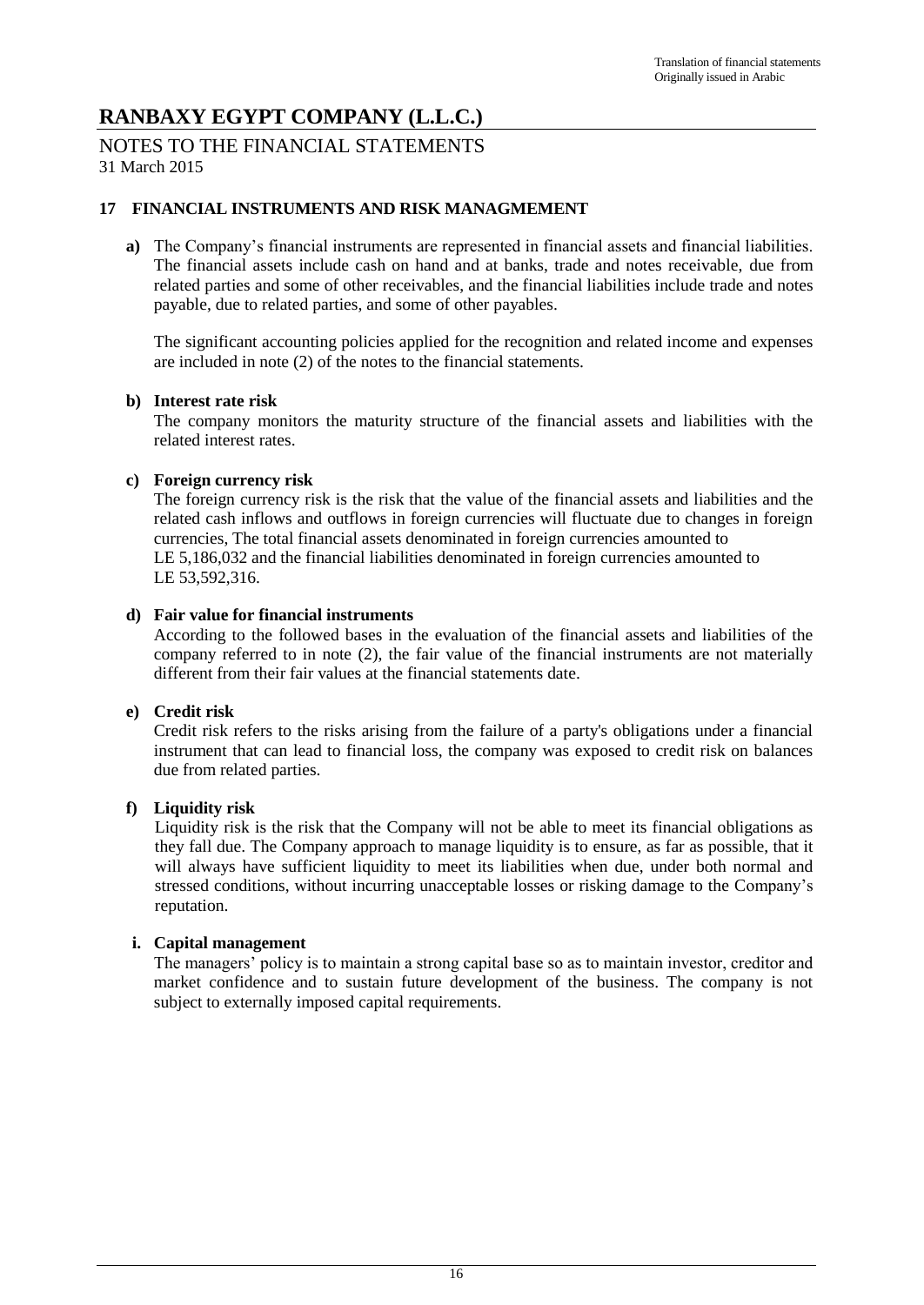Translation of financial statements
Originally issued in Arabic

# RANBAXY EGYPT COMPANY (L.L.C.)

NOTES TO THE FINANCIAL STATEMENTS
31 March 2015

## 17 FINANCIAL INSTRUMENTS AND RISK MANAGMEMENT

**a)** The Company's financial instruments are represented in financial assets and financial liabilities. The financial assets include cash on hand and at banks, trade and notes receivable, due from related parties and some of other receivables, and the financial liabilities include trade and notes payable, due to related parties, and some of other payables.

The significant accounting policies applied for the recognition and related income and expenses are included in note (2) of the notes to the financial statements.

**b) Interest rate risk**

The company monitors the maturity structure of the financial assets and liabilities with the related interest rates.

**c) Foreign currency risk**

The foreign currency risk is the risk that the value of the financial assets and liabilities and the related cash inflows and outflows in foreign currencies will fluctuate due to changes in foreign currencies, The total financial assets denominated in foreign currencies amounted to LE 5,186,032 and the financial liabilities denominated in foreign currencies amounted to LE 53,592,316.

**d) Fair value for financial instruments**

According to the followed bases in the evaluation of the financial assets and liabilities of the company referred to in note (2), the fair value of the financial instruments are not materially different from their fair values at the financial statements date.

**e) Credit risk**

Credit risk refers to the risks arising from the failure of a party's obligations under a financial instrument that can lead to financial loss, the company was exposed to credit risk on balances due from related parties.

**f) Liquidity risk**

Liquidity risk is the risk that the Company will not be able to meet its financial obligations as they fall due. The Company approach to manage liquidity is to ensure, as far as possible, that it will always have sufficient liquidity to meet its liabilities when due, under both normal and stressed conditions, without incurring unacceptable losses or risking damage to the Company's reputation.

**i. Capital management**

The managers' policy is to maintain a strong capital base so as to maintain investor, creditor and market confidence and to sustain future development of the business. The company is not subject to externally imposed capital requirements.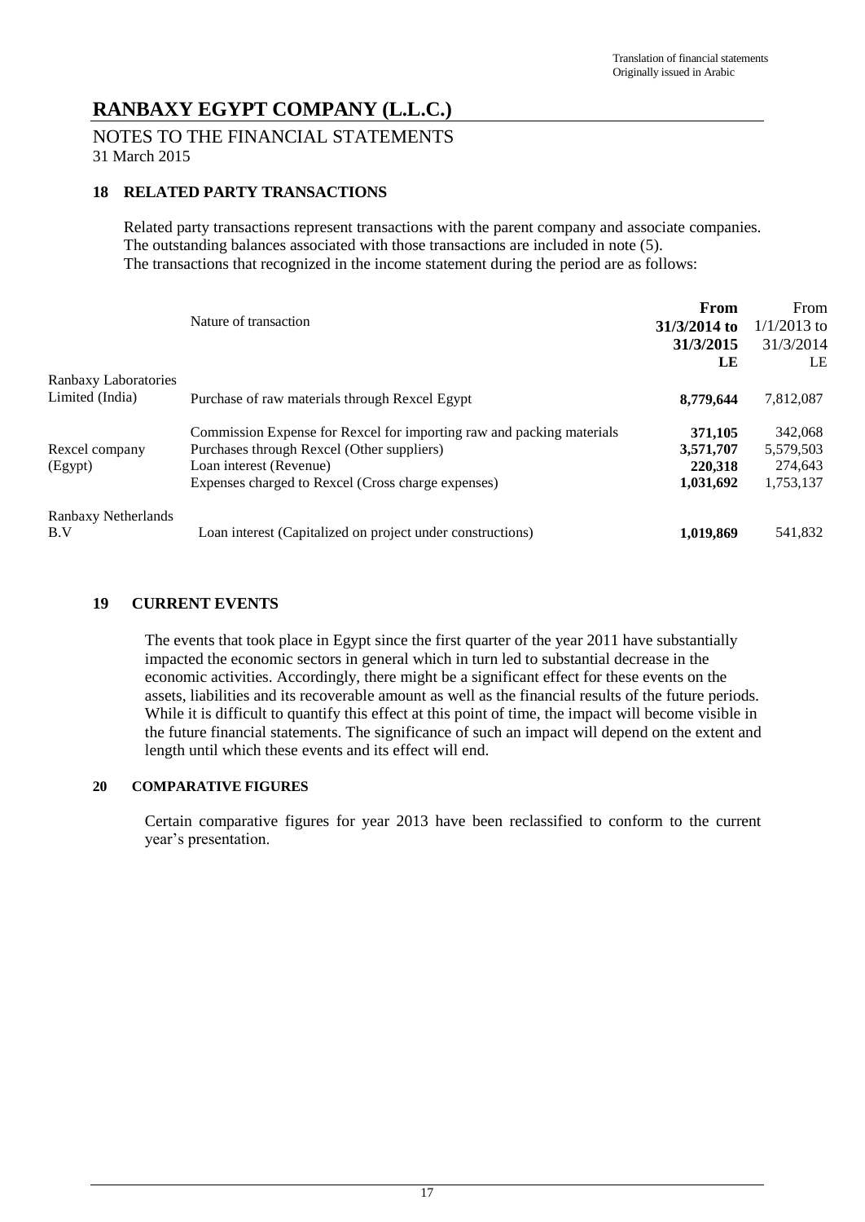Translation of financial statements
Originally issued in Arabic

# RANBAXY EGYPT COMPANY (L.L.C.)

NOTES TO THE FINANCIAL STATEMENTS
31 March 2015

## 18 RELATED PARTY TRANSACTIONS

Related party transactions represent transactions with the parent company and associate companies. The outstanding balances associated with those transactions are included in note (5).
The transactions that recognized in the income statement during the period are as follows:

| | Nature of transaction | **From 31/3/2014 to 31/3/2015 LE** | From 1/1/2013 to 31/3/2014 LE |
|---|---|---|---|
| Ranbaxy Laboratories Limited (India) | Purchase of raw materials through Rexcel Egypt | **8,779,644** | 7,812,087 |
| Rexcel company (Egypt) | Commission Expense for Rexcel for importing raw and packing materials | **371,105** | 342,068 |
| | Purchases through Rexcel (Other suppliers) | **3,571,707** | 5,579,503 |
| | Loan interest (Revenue) | **220,318** | 274,643 |
| | Expenses charged to Rexcel (Cross charge expenses) | **1,031,692** | 1,753,137 |
| Ranbaxy Netherlands B.V | Loan interest (Capitalized on project under constructions) | **1,019,869** | 541,832 |

## 19 CURRENT EVENTS

The events that took place in Egypt since the first quarter of the year 2011 have substantially impacted the economic sectors in general which in turn led to substantial decrease in the economic activities. Accordingly, there might be a significant effect for these events on the assets, liabilities and its recoverable amount as well as the financial results of the future periods. While it is difficult to quantify this effect at this point of time, the impact will become visible in the future financial statements. The significance of such an impact will depend on the extent and length until which these events and its effect will end.

## 20 COMPARATIVE FIGURES

Certain comparative figures for year 2013 have been reclassified to conform to the current year's presentation.